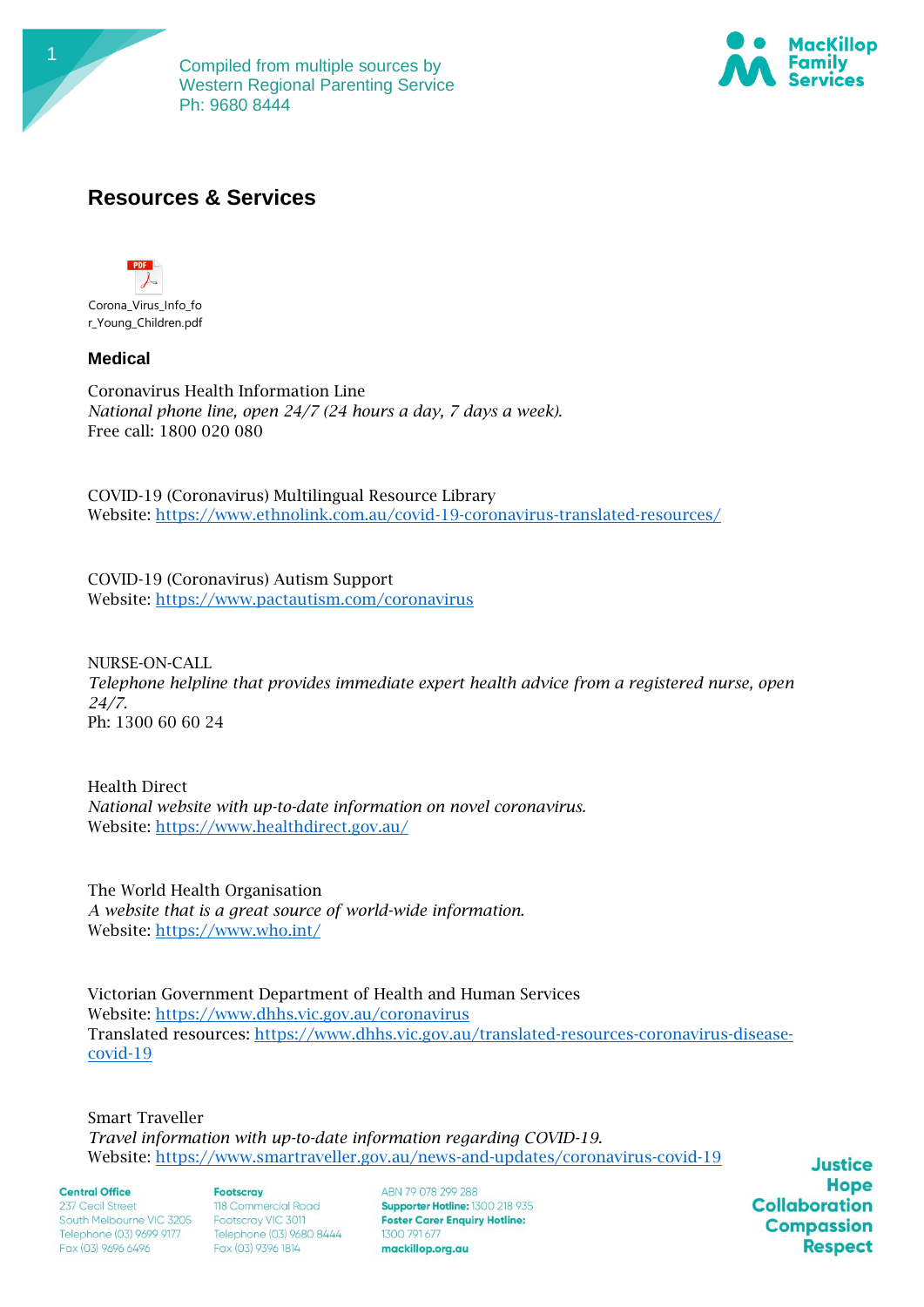Compiled from multiple sources by
Western Regional Parenting Service
Ph: 9680 8444

## Resources & Services

Corona_Virus_Info_for_Young_Children.pdf

### Medical

Coronavirus Health Information Line
*National phone line, open 24/7 (24 hours a day, 7 days a week).*
Free call: 1800 020 080

COVID-19 (Coronavirus) Multilingual Resource Library
Website: https://www.ethnolink.com.au/covid-19-coronavirus-translated-resources/

COVID-19 (Coronavirus) Autism Support
Website: https://www.pactautism.com/coronavirus

NURSE-ON-CALL
*Telephone helpline that provides immediate expert health advice from a registered nurse, open 24/7.*
Ph: 1300 60 60 24

Health Direct
*National website with up-to-date information on novel coronavirus.*
Website: https://www.healthdirect.gov.au/

The World Health Organisation
*A website that is a great source of world-wide information.*
Website: https://www.who.int/

Victorian Government Department of Health and Human Services
Website: https://www.dhhs.vic.gov.au/coronavirus
Translated resources: https://www.dhhs.vic.gov.au/translated-resources-coronavirus-disease-covid-19

Smart Traveller
*Travel information with up-to-date information regarding COVID-19.*
Website: https://www.smartraveller.gov.au/news-and-updates/coronavirus-covid-19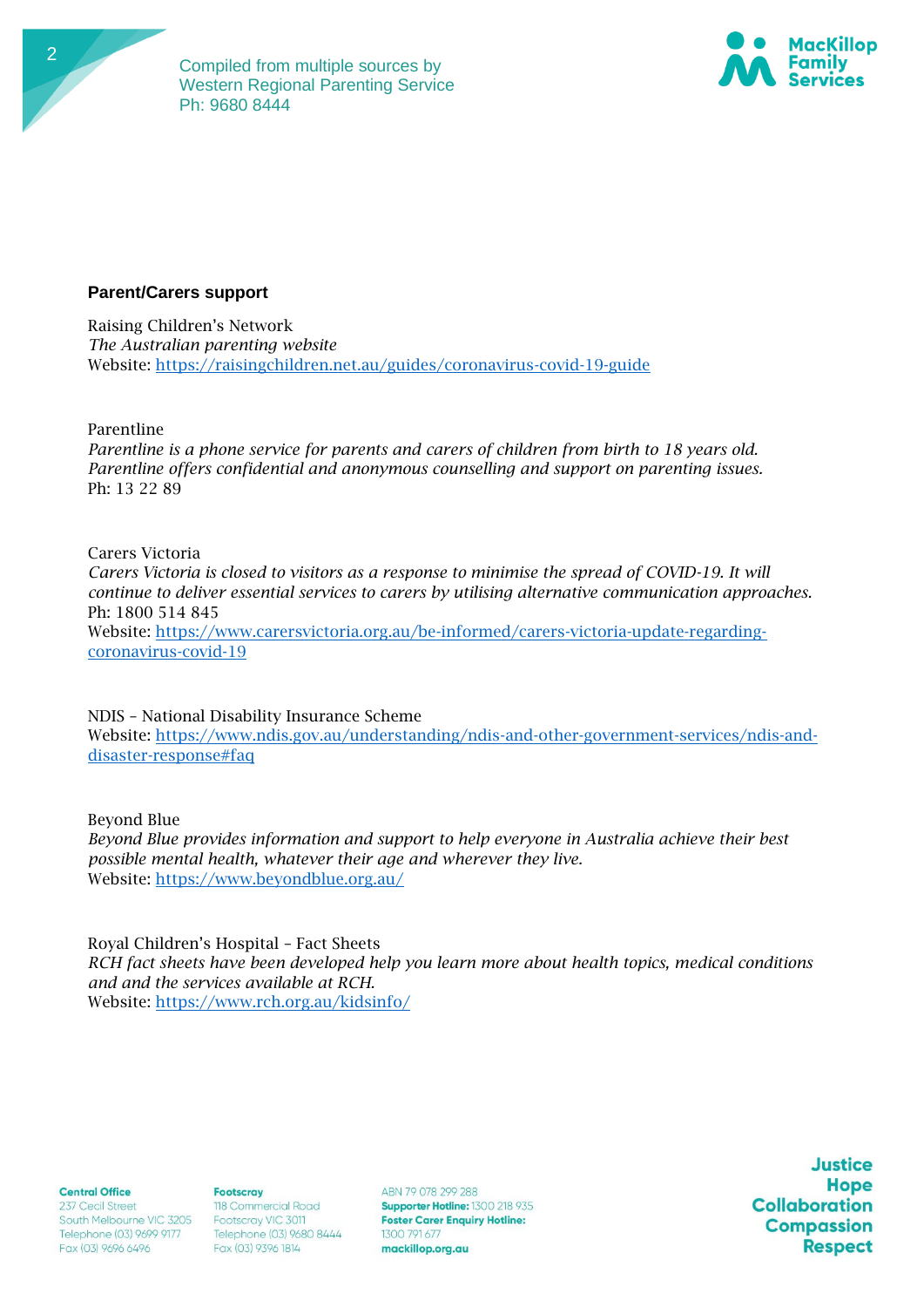**Parent/Carers support**

Raising Children's Network  
*The Australian parenting website*  
Website: https://raisingchildren.net.au/guides/coronavirus-covid-19-guide

Parentline  
*Parentline is a phone service for parents and carers of children from birth to 18 years old. Parentline offers confidential and anonymous counselling and support on parenting issues.*  
Ph: 13 22 89

Carers Victoria  
*Carers Victoria is closed to visitors as a response to minimise the spread of COVID-19. It will continue to deliver essential services to carers by utilising alternative communication approaches.*  
Ph: 1800 514 845  
Website: https://www.carersvictoria.org.au/be-informed/carers-victoria-update-regarding-coronavirus-covid-19

NDIS – National Disability Insurance Scheme  
Website: https://www.ndis.gov.au/understanding/ndis-and-other-government-services/ndis-and-disaster-response#faq

Beyond Blue  
*Beyond Blue provides information and support to help everyone in Australia achieve their best possible mental health, whatever their age and wherever they live.*  
Website: https://www.beyondblue.org.au/

Royal Children's Hospital – Fact Sheets  
*RCH fact sheets have been developed help you learn more about health topics, medical conditions and and the services available at RCH.*  
Website: https://www.rch.org.au/kidsinfo/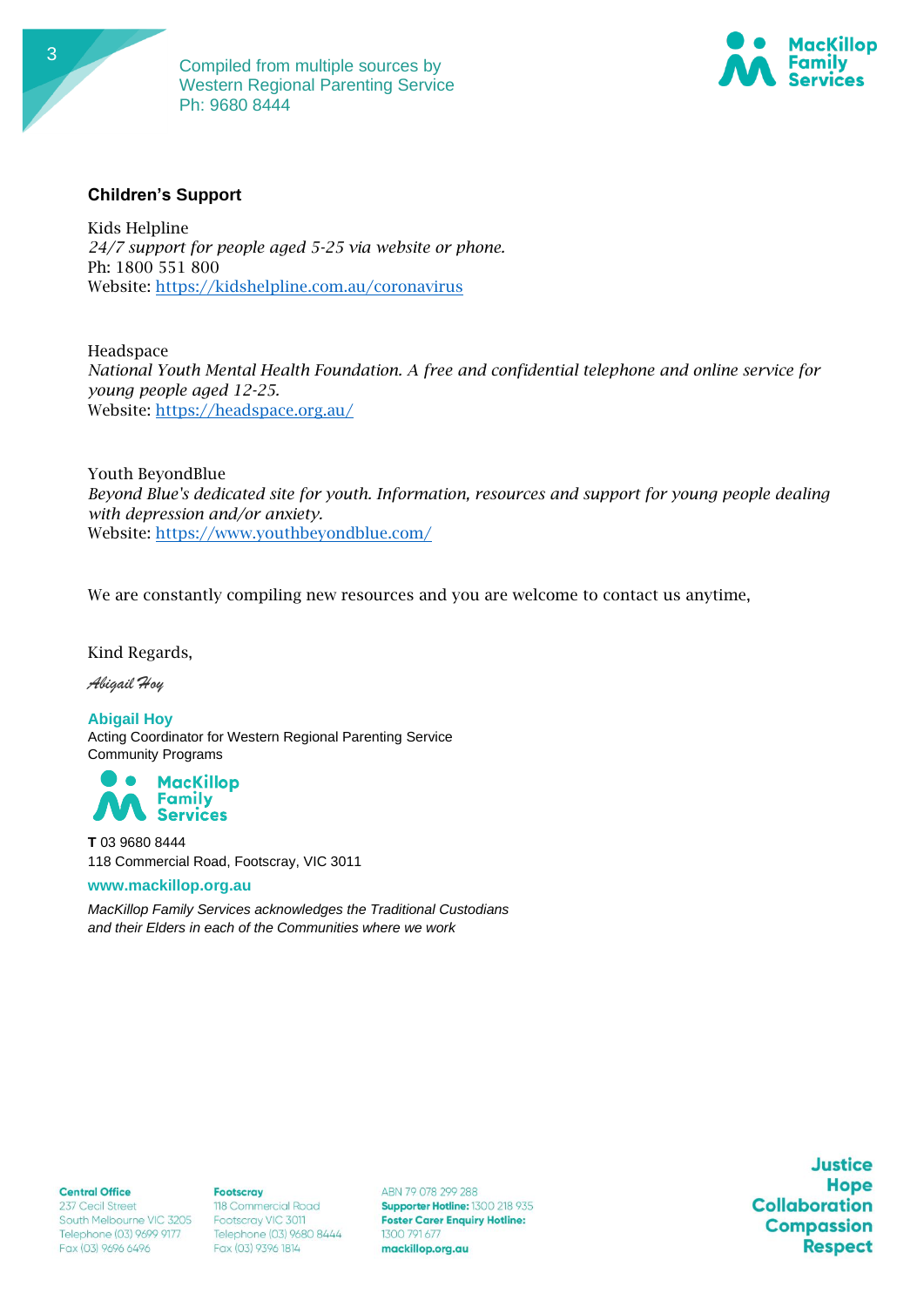### Children's Support

Kids Helpline
*24/7 support for people aged 5-25 via website or phone.*
Ph: 1800 551 800
Website: https://kidshelpline.com.au/coronavirus

Headspace
*National Youth Mental Health Foundation. A free and confidential telephone and online service for young people aged 12-25.*
Website: https://headspace.org.au/

Youth BeyondBlue
*Beyond Blue's dedicated site for youth. Information, resources and support for young people dealing with depression and/or anxiety.*
Website: https://www.youthbeyondblue.com/

We are constantly compiling new resources and you are welcome to contact us anytime,

Kind Regards,

*Abigail Hoy*

**Abigail Hoy**
Acting Coordinator for Western Regional Parenting Service
Community Programs

MacKillop Family Services

**T** 03 9680 8444
118 Commercial Road, Footscray, VIC 3011

**www.mackillop.org.au**

*MacKillop Family Services acknowledges the Traditional Custodians and their Elders in each of the Communities where we work*

**Central Office**
237 Cecil Street
South Melbourne VIC 3205
Telephone (03) 9699 9177
Fax (03) 9696 6496

**Footscray**
118 Commercial Road
Footscray VIC 3011
Telephone (03) 9680 8444
Fax (03) 9396 1814

ABN 79 078 299 288
**Supporter Hotline:** 1300 218 935
**Foster Carer Enquiry Hotline:** 1300 791 677
**mackillop.org.au**

**Justice**
**Hope**
**Collaboration**
**Compassion**
**Respect**